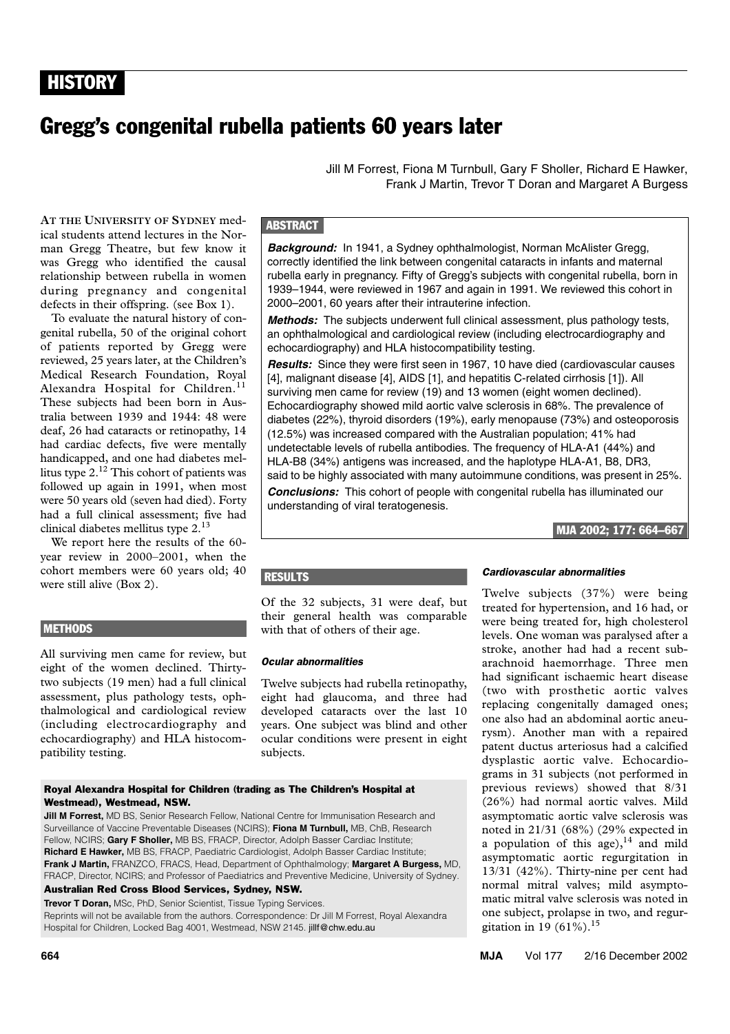HISTORY

# Gregg's congenital rubella patients 60 years later

Jill M Forrest, Fiona M Turnbull, Gary F Sholler, Richard E Hawker, Frank J Martin, Trevor T Doran and Margaret A Burgess

## ABSTRACT

***Background:*** In 1941, a Sydney ophthalmologist, Norman McAlister Gregg, correctly identified the link between congenital cataracts in infants and maternal rubella early in pregnancy. Fifty of Gregg's subjects with congenital rubella, born in 1939–1944, were reviewed in 1967 and again in 1991. We reviewed this cohort in 2000–2001, 60 years after their intrauterine infection.

***Methods:*** The subjects underwent full clinical assessment, plus pathology tests, an ophthalmological and cardiological review (including electrocardiography and echocardiography) and HLA histocompatibility testing.

***Results:*** Since they were first seen in 1967, 10 have died (cardiovascular causes [4], malignant disease [4], AIDS [1], and hepatitis C-related cirrhosis [1]). All surviving men came for review (19) and 13 women (eight women declined). Echocardiography showed mild aortic valve sclerosis in 68%. The prevalence of diabetes (22%), thyroid disorders (19%), early menopause (73%) and osteoporosis (12.5%) was increased compared with the Australian population; 41% had undetectable levels of rubella antibodies. The frequency of HLA-A1 (44%) and HLA-B8 (34%) antigens was increased, and the haplotype HLA-A1, B8, DR3, said to be highly associated with many autoimmune conditions, was present in 25%.

***Conclusions:*** This cohort of people with congenital rubella has illuminated our understanding of viral teratogenesis.

MJA 2002; 177: 664–667

AT THE UNIVERSITY OF SYDNEY medical students attend lectures in the Norman Gregg Theatre, but few know it was Gregg who identified the causal relationship between rubella in women during pregnancy and congenital defects in their offspring. (see Box 1).

To evaluate the natural history of congenital rubella, 50 of the original cohort of patients reported by Gregg were reviewed, 25 years later, at the Children's Medical Research Foundation, Royal Alexandra Hospital for Children.[11] These subjects had been born in Australia between 1939 and 1944: 48 were deaf, 26 had cataracts or retinopathy, 14 had cardiac defects, five were mentally handicapped, and one had diabetes mellitus type 2.[12] This cohort of patients was followed up again in 1991, when most were 50 years old (seven had died). Forty had a full clinical assessment; five had clinical diabetes mellitus type 2.[13]

We report here the results of the 60-year review in 2000–2001, when the cohort members were 60 years old; 40 were still alive (Box 2).

## METHODS

All surviving men came for review, but eight of the women declined. Thirty-two subjects (19 men) had a full clinical assessment, plus pathology tests, ophthalmological and cardiological review (including electrocardiography and echocardiography) and HLA histocompatibility testing.

## RESULTS

Of the 32 subjects, 31 were deaf, but their general health was comparable with that of others of their age.

### *Ocular abnormalities*

Twelve subjects had rubella retinopathy, eight had glaucoma, and three had developed cataracts over the last 10 years. One subject was blind and other ocular conditions were present in eight subjects.

### *Cardiovascular abnormalities*

Twelve subjects (37%) were being treated for hypertension, and 16 had, or were being treated for, high cholesterol levels. One woman was paralysed after a stroke, another had had a recent subarachnoid haemorrhage. Three men had significant ischaemic heart disease (two with prosthetic aortic valves replacing congenitally damaged ones; one also had an abdominal aortic aneurysm). Another man with a repaired patent ductus arteriosus had a calcified dysplastic aortic valve. Echocardiograms in 31 subjects (not performed in previous reviews) showed that 8/31 (26%) had normal aortic valves. Mild asymptomatic aortic valve sclerosis was noted in 21/31 (68%) (29% expected in a population of this age),[14] and mild asymptomatic aortic regurgitation in 13/31 (42%). Thirty-nine per cent had normal mitral valves; mild asymptomatic mitral valve sclerosis was noted in one subject, prolapse in two, and regurgitation in 19 (61%).[15]

**Royal Alexandra Hospital for Children (trading as The Children's Hospital at Westmead), Westmead, NSW.**

**Jill M Forrest,** MD BS, Senior Research Fellow, National Centre for Immunisation Research and Surveillance of Vaccine Preventable Diseases (NCIRS); **Fiona M Turnbull,** MB, ChB, Research Fellow, NCIRS; **Gary F Sholler,** MB BS, FRACP, Director, Adolph Basser Cardiac Institute; **Richard E Hawker,** MB BS, FRACP, Paediatric Cardiologist, Adolph Basser Cardiac Institute; **Frank J Martin,** FRANZCO, FRACS, Head, Department of Ophthalmology; **Margaret A Burgess,** MD, FRACP, Director, NCIRS; and Professor of Paediatrics and Preventive Medicine, University of Sydney.

**Australian Red Cross Blood Services, Sydney, NSW.**

**Trevor T Doran,** MSc, PhD, Senior Scientist, Tissue Typing Services.

Reprints will not be available from the authors. Correspondence: Dr Jill M Forrest, Royal Alexandra Hospital for Children, Locked Bag 4001, Westmead, NSW 2145. jillf@chw.edu.au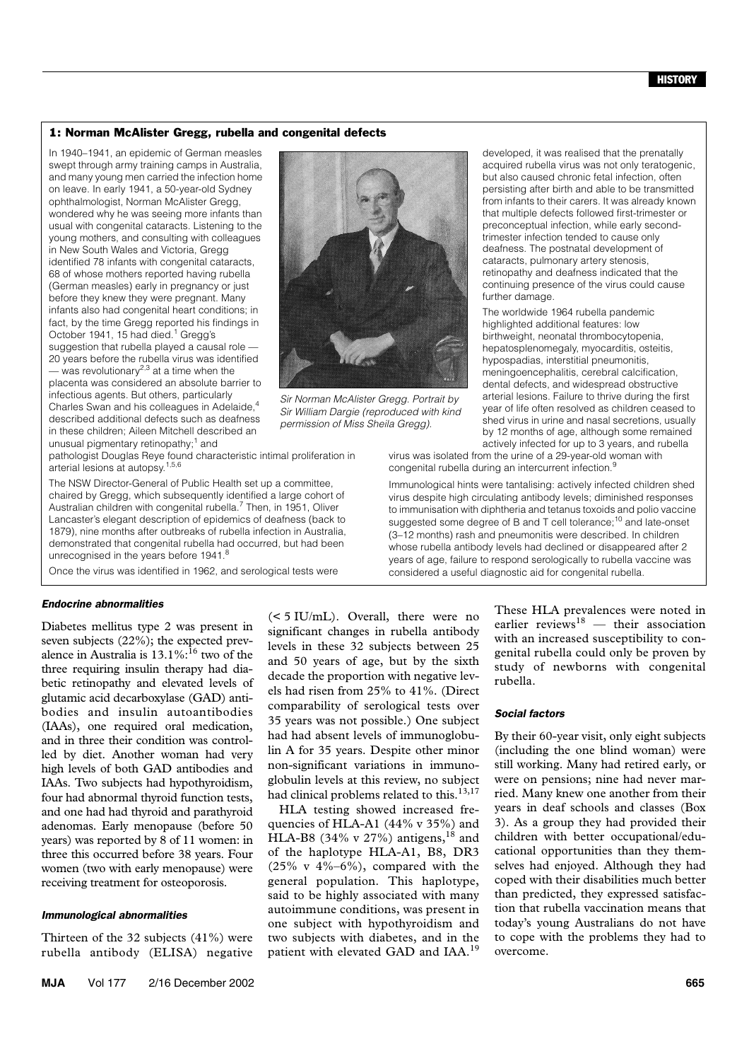## 1: Norman McAlister Gregg, rubella and congenital defects

In 1940–1941, an epidemic of German measles swept through army training camps in Australia, and many young men carried the infection home on leave. In early 1941, a 50-year-old Sydney ophthalmologist, Norman McAlister Gregg, wondered why he was seeing more infants than usual with congenital cataracts. Listening to the young mothers, and consulting with colleagues in New South Wales and Victoria, Gregg identified 78 infants with congenital cataracts, 68 of whose mothers reported having rubella (German measles) early in pregnancy or just before they knew they were pregnant. Many infants also had congenital heart conditions; in fact, by the time Gregg reported his findings in October 1941, 15 had died.[1] Gregg's suggestion that rubella played a causal role — 20 years before the rubella virus was identified — was revolutionary[2,3] at a time when the placenta was considered an absolute barrier to infectious agents. But others, particularly Charles Swan and his colleagues in Adelaide,[4] described additional defects such as deafness in these children; Aileen Mitchell described an unusual pigmentary retinopathy;[1] and pathologist Douglas Reye found characteristic intimal proliferation in arterial lesions at autopsy.[1,5,6]

*Sir Norman McAlister Gregg. Portrait by Sir William Dargie (reproduced with kind permission of Miss Sheila Gregg).*

The NSW Director-General of Public Health set up a committee, chaired by Gregg, which subsequently identified a large cohort of Australian children with congenital rubella.[7] Then, in 1951, Oliver Lancaster's elegant description of epidemics of deafness (back to 1879), nine months after outbreaks of rubella infection in Australia, demonstrated that congenital rubella had occurred, but had been unrecognised in the years before 1941.[8]

Once the virus was identified in 1962, and serological tests were developed, it was realised that the prenatally acquired rubella virus was not only teratogenic, but also caused chronic fetal infection, often persisting after birth and able to be transmitted from infants to their carers. It was already known that multiple defects followed first-trimester or preconceptual infection, while early second-trimester infection tended to cause only deafness. The postnatal development of cataracts, pulmonary artery stenosis, retinopathy and deafness indicated that the continuing presence of the virus could cause further damage.

The worldwide 1964 rubella pandemic highlighted additional features: low birthweight, neonatal thrombocytopenia, hepatosplenomegaly, myocarditis, osteitis, hypospadias, interstitial pneumonitis, meningoencephalitis, cerebral calcification, dental defects, and widespread obstructive arterial lesions. Failure to thrive during the first year of life often resolved as children ceased to shed virus in urine and nasal secretions, usually by 12 months of age, although some remained actively infected for up to 3 years, and rubella virus was isolated from the urine of a 29-year-old woman with congenital rubella during an intercurrent infection.[9]

Immunological hints were tantalising: actively infected children shed virus despite high circulating antibody levels; diminished responses to immunisation with diphtheria and tetanus toxoids and polio vaccine suggested some degree of B and T cell tolerance;[10] and late-onset (3–12 months) rash and pneumonitis were described. In children whose rubella antibody levels had declined or disappeared after 2 years of age, failure to respond serologically to rubella vaccine was considered a useful diagnostic aid for congenital rubella.

#### *Endocrine abnormalities*

Diabetes mellitus type 2 was present in seven subjects (22%); the expected prevalence in Australia is 13.1%:[16] two of the three requiring insulin therapy had diabetic retinopathy and elevated levels of glutamic acid decarboxylase (GAD) antibodies and insulin autoantibodies (IAAs), one required oral medication, and in three their condition was controlled by diet. Another woman had very high levels of both GAD antibodies and IAAs. Two subjects had hypothyroidism, four had abnormal thyroid function tests, and one had had thyroid and parathyroid adenomas. Early menopause (before 50 years) was reported by 8 of 11 women: in three this occurred before 38 years. Four women (two with early menopause) were receiving treatment for osteoporosis.

#### *Immunological abnormalities*

Thirteen of the 32 subjects (41%) were rubella antibody (ELISA) negative (< 5 IU/mL). Overall, there were no significant changes in rubella antibody levels in these 32 subjects between 25 and 50 years of age, but by the sixth decade the proportion with negative levels had risen from 25% to 41%. (Direct comparability of serological tests over 35 years was not possible.) One subject had had absent levels of immunoglobulin A for 35 years. Despite other minor non-significant variations in immunoglobulin levels at this review, no subject had clinical problems related to this.[13,17]

HLA testing showed increased frequencies of HLA-A1 (44% v 35%) and HLA-B8 (34% v 27%) antigens,[18] and of the haplotype HLA-A1, B8, DR3 (25% v 4%–6%), compared with the general population. This haplotype, said to be highly associated with many autoimmune conditions, was present in one subject with hypothyroidism and two subjects with diabetes, and in the patient with elevated GAD and IAA.[19] These HLA prevalences were noted in earlier reviews[18] — their association with an increased susceptibility to congenital rubella could only be proven by study of newborns with congenital rubella.

#### *Social factors*

By their 60-year visit, only eight subjects (including the one blind woman) were still working. Many had retired early, or were on pensions; nine had never married. Many knew one another from their years in deaf schools and classes (Box 3). As a group they had provided their children with better occupational/educational opportunities than they themselves had enjoyed. Although they had coped with their disabilities much better than predicted, they expressed satisfaction that rubella vaccination means that today's young Australians do not have to cope with the problems they had to overcome.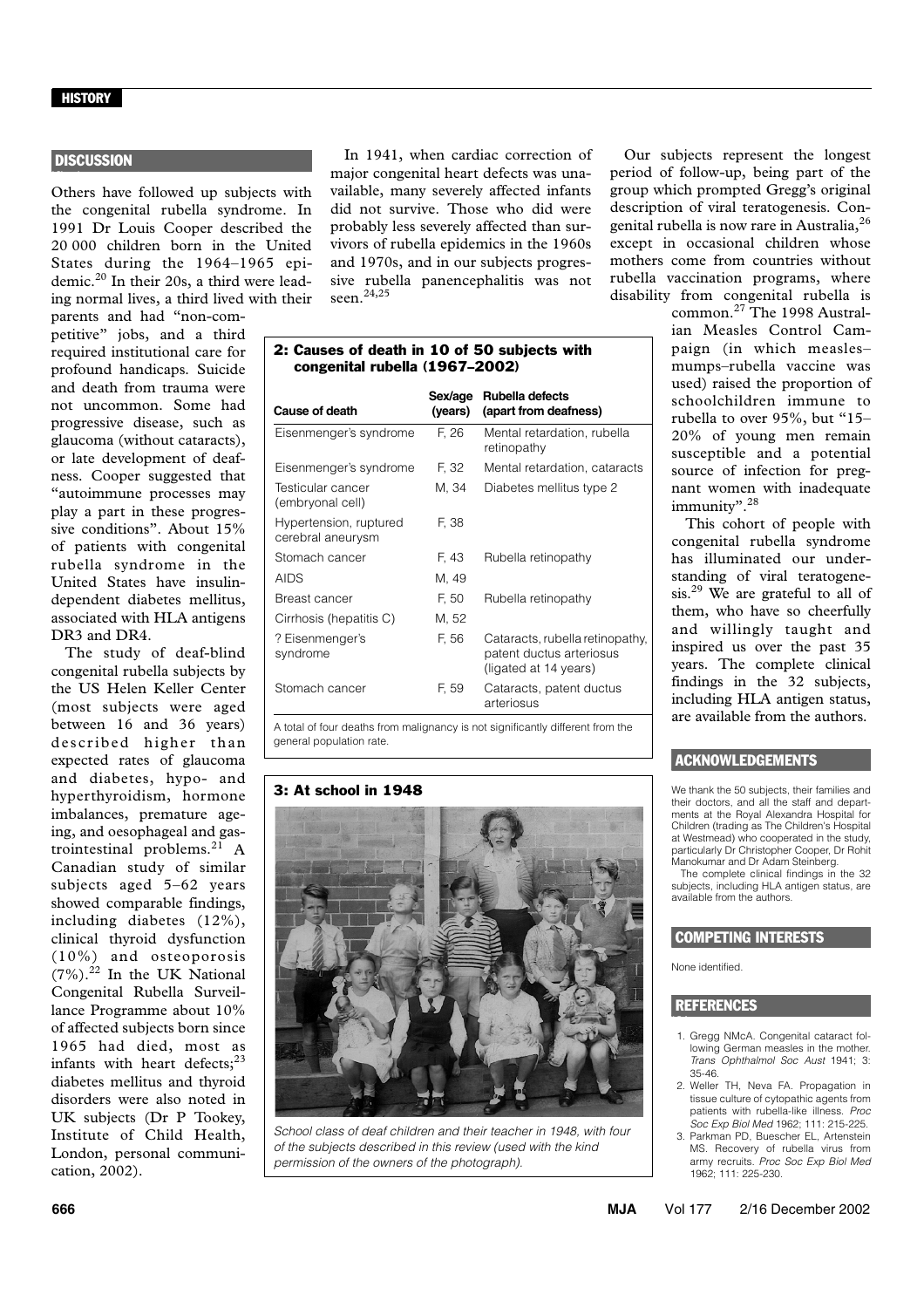## DISCUSSION

Others have followed up subjects with the congenital rubella syndrome. In 1991 Dr Louis Cooper described the 20 000 children born in the United States during the 1964–1965 epidemic.[20] In their 20s, a third were leading normal lives, a third lived with their parents and had "non-competitive" jobs, and a third required institutional care for profound handicaps. Suicide and death from trauma were not uncommon. Some had progressive disease, such as glaucoma (without cataracts), or late development of deafness. Cooper suggested that "autoimmune processes may play a part in these progressive conditions". About 15% of patients with congenital rubella syndrome in the United States have insulin-dependent diabetes mellitus, associated with HLA antigens DR3 and DR4.

The study of deaf-blind congenital rubella subjects by the US Helen Keller Center (most subjects were aged between 16 and 36 years) described higher than expected rates of glaucoma and diabetes, hypo- and hyperthyroidism, hormone imbalances, premature ageing, and oesophageal and gastrointestinal problems.[21] A Canadian study of similar subjects aged 5–62 years showed comparable findings, including diabetes (12%), clinical thyroid dysfunction (10%) and osteoporosis (7%).[22] In the UK National Congenital Rubella Surveillance Programme about 10% of affected subjects born since 1965 had died, most as infants with heart defects;[23] diabetes mellitus and thyroid disorders were also noted in UK subjects (Dr P Tookey, Institute of Child Health, London, personal communication, 2002).

In 1941, when cardiac correction of major congenital heart defects was unavailable, many severely affected infants did not survive. Those who did were probably less severely affected than survivors of rubella epidemics in the 1960s and 1970s, and in our subjects progressive rubella panencephalitis was not seen.[24,25]

**2: Causes of death in 10 of 50 subjects with congenital rubella (1967–2002)**

| Cause of death | Sex/age (years) | Rubella defects (apart from deafness) |
|---|---|---|
| Eisenmenger's syndrome | F, 26 | Mental retardation, rubella retinopathy |
| Eisenmenger's syndrome | F, 32 | Mental retardation, cataracts |
| Testicular cancer (embryonal cell) | M, 34 | Diabetes mellitus type 2 |
| Hypertension, ruptured cerebral aneurysm | F, 38 | |
| Stomach cancer | F, 43 | Rubella retinopathy |
| AIDS | M, 49 | |
| Breast cancer | F, 50 | Rubella retinopathy |
| Cirrhosis (hepatitis C) | M, 52 | |
| ? Eisenmenger's syndrome | F, 56 | Cataracts, rubella retinopathy, patent ductus arteriosus (ligated at 14 years) |
| Stomach cancer | F, 59 | Cataracts, patent ductus arteriosus |

A total of four deaths from malignancy is not significantly different from the general population rate.

**3: At school in 1948**

*School class of deaf children and their teacher in 1948, with four of the subjects described in this review (used with the kind permission of the owners of the photograph).*

Our subjects represent the longest period of follow-up, being part of the group which prompted Gregg's original description of viral teratogenesis. Congenital rubella is now rare in Australia,[26] except in occasional children whose mothers come from countries without rubella vaccination programs, where disability from congenital rubella is common.[27] The 1998 Australian Measles Control Campaign (in which measles–mumps–rubella vaccine was used) raised the proportion of schoolchildren immune to rubella to over 95%, but "15–20% of young men remain susceptible and a potential source of infection for pregnant women with inadequate immunity".[28]

This cohort of people with congenital rubella syndrome has illuminated our understanding of viral teratogenesis.[29] We are grateful to all of them, who have so cheerfully and willingly taught and inspired us over the past 35 years. The complete clinical findings in the 32 subjects, including HLA antigen status, are available from the authors.

## ACKNOWLEDGEMENTS

We thank the 50 subjects, their families and their doctors, and all the staff and departments at the Royal Alexandra Hospital for Children (trading as The Children's Hospital at Westmead) who cooperated in the study, particularly Dr Christopher Cooper, Dr Rohit Manokumar and Dr Adam Steinberg.

The complete clinical findings in the 32 subjects, including HLA antigen status, are available from the authors.

## COMPETING INTERESTS

None identified.

## REFERENCES

1. Gregg NMcA. Congenital cataract following German measles in the mother. *Trans Ophthalmol Soc Aust* 1941; 3: 35-46.
2. Weller TH, Neva FA. Propagation in tissue culture of cytopathic agents from patients with rubella-like illness. *Proc Soc Exp Biol Med* 1962; 111: 215-225.
3. Parkman PD, Buescher EL, Artenstein MS. Recovery of rubella virus from army recruits. *Proc Soc Exp Biol Med* 1962; 111: 225-230.